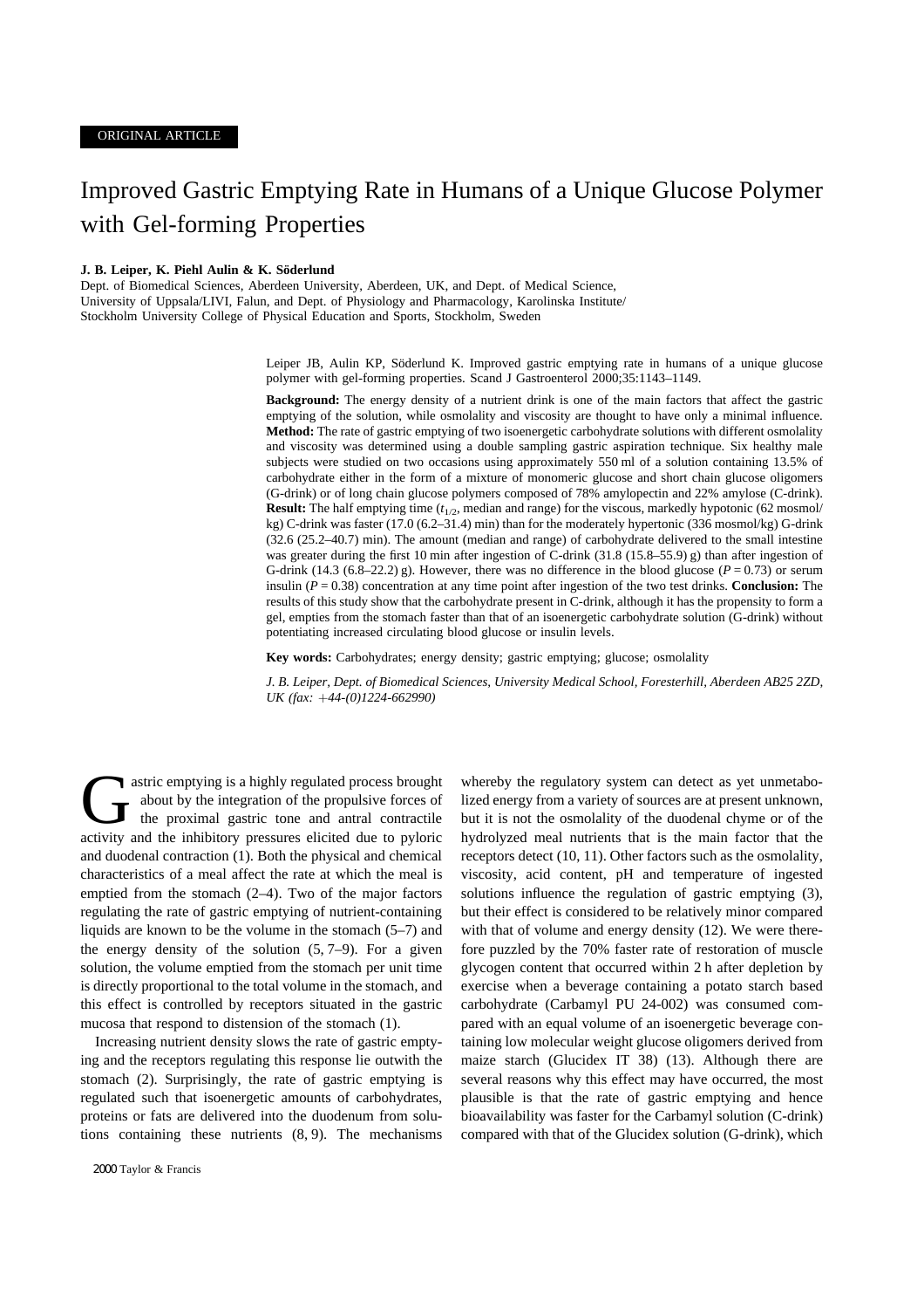ORIGINAL ARTICLE

# Improved Gastric Emptying Rate in Humans of a Unique Glucose Polymer with Gel-forming Properties

**J. B. Leiper, K. Piehl Aulin & K. Söderlund**

Dept. of Biomedical Sciences, Aberdeen University, Aberdeen, UK, and Dept. of Medical Science, University of Uppsala/LIVI, Falun, and Dept. of Physiology and Pharmacology, Karolinska Institute/ Stockholm University College of Physical Education and Sports, Stockholm, Sweden

Leiper JB, Aulin KP, Söderlund K. Improved gastric emptying rate in humans of a unique glucose polymer with gel-forming properties. Scand J Gastroenterol 2000;35:1143–1149.

**Background:** The energy density of a nutrient drink is one of the main factors that affect the gastric emptying of the solution, while osmolality and viscosity are thought to have only a minimal influence. **Method:** The rate of gastric emptying of two isoenergetic carbohydrate solutions with different osmolality and viscosity was determined using a double sampling gastric aspiration technique. Six healthy male subjects were studied on two occasions using approximately 550 ml of a solution containing 13.5% of carbohydrate either in the form of a mixture of monomeric glucose and short chain glucose oligomers (G-drink) or of long chain glucose polymers composed of 78% amylopectin and 22% amylose (C-drink). **Result:** The half emptying time ($t_{1/2}$, median and range) for the viscous, markedly hypotonic (62 mosmol/kg) C-drink was faster (17.0 (6.2–31.4) min) than for the moderately hypertonic (336 mosmol/kg) G-drink (32.6 (25.2–40.7) min). The amount (median and range) of carbohydrate delivered to the small intestine was greater during the first 10 min after ingestion of C-drink (31.8 (15.8–55.9) g) than after ingestion of G-drink (14.3 (6.8–22.2) g). However, there was no difference in the blood glucose ($P = 0.73$) or serum insulin ($P = 0.38$) concentration at any time point after ingestion of the two test drinks. **Conclusion:** The results of this study show that the carbohydrate present in C-drink, although it has the propensity to form a gel, empties from the stomach faster than that of an isoenergetic carbohydrate solution (G-drink) without potentiating increased circulating blood glucose or insulin levels.

**Key words:** Carbohydrates; energy density; gastric emptying; glucose; osmolality

*J. B. Leiper, Dept. of Biomedical Sciences, University Medical School, Foresterhill, Aberdeen AB25 2ZD, UK (fax: +44-(0)1224-662990)*

Gastric emptying is a highly regulated process brought about by the integration of the propulsive forces of the proximal gastric tone and antral contractile activity and the inhibitory pressures elicited due to pyloric and duodenal contraction (1). Both the physical and chemical characteristics of a meal affect the rate at which the meal is emptied from the stomach (2–4). Two of the major factors regulating the rate of gastric emptying of nutrient-containing liquids are known to be the volume in the stomach (5–7) and the energy density of the solution (5, 7–9). For a given solution, the volume emptied from the stomach per unit time is directly proportional to the total volume in the stomach, and this effect is controlled by receptors situated in the gastric mucosa that respond to distension of the stomach (1).

Increasing nutrient density slows the rate of gastric emptying and the receptors regulating this response lie outwith the stomach (2). Surprisingly, the rate of gastric emptying is regulated such that isoenergetic amounts of carbohydrates, proteins or fats are delivered into the duodenum from solutions containing these nutrients (8, 9). The mechanisms whereby the regulatory system can detect as yet unmetabolized energy from a variety of sources are at present unknown, but it is not the osmolality of the duodenal chyme or of the hydrolyzed meal nutrients that is the main factor that the receptors detect (10, 11). Other factors such as the osmolality, viscosity, acid content, pH and temperature of ingested solutions influence the regulation of gastric emptying (3), but their effect is considered to be relatively minor compared with that of volume and energy density (12). We were therefore puzzled by the 70% faster rate of restoration of muscle glycogen content that occurred within 2 h after depletion by exercise when a beverage containing a potato starch based carbohydrate (Carbamyl PU 24-002) was consumed compared with an equal volume of an isoenergetic beverage containing low molecular weight glucose oligomers derived from maize starch (Glucidex IT 38) (13). Although there are several reasons why this effect may have occurred, the most plausible is that the rate of gastric emptying and hence bioavailability was faster for the Carbamyl solution (C-drink) compared with that of the Glucidex solution (G-drink), which

2000 Taylor & Francis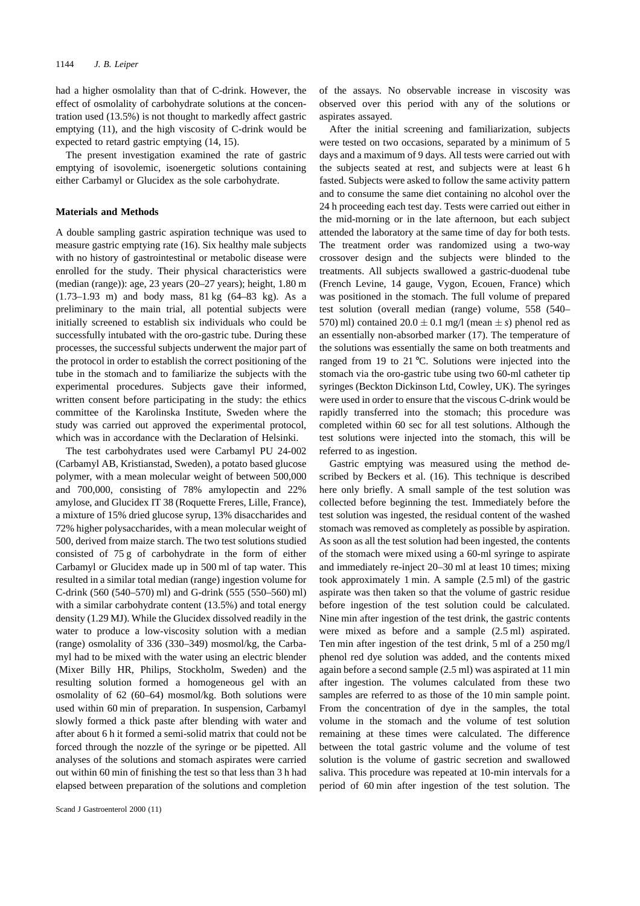had a higher osmolality than that of C-drink. However, the effect of osmolality of carbohydrate solutions at the concentration used (13.5%) is not thought to markedly affect gastric emptying (11), and the high viscosity of C-drink would be expected to retard gastric emptying (14, 15).

The present investigation examined the rate of gastric emptying of isovolemic, isoenergetic solutions containing either Carbamyl or Glucidex as the sole carbohydrate.

## Materials and Methods

A double sampling gastric aspiration technique was used to measure gastric emptying rate (16). Six healthy male subjects with no history of gastrointestinal or metabolic disease were enrolled for the study. Their physical characteristics were (median (range)): age, 23 years (20–27 years); height, 1.80 m (1.73–1.93 m) and body mass, 81 kg (64–83 kg). As a preliminary to the main trial, all potential subjects were initially screened to establish six individuals who could be successfully intubated with the oro-gastric tube. During these processes, the successful subjects underwent the major part of the protocol in order to establish the correct positioning of the tube in the stomach and to familiarize the subjects with the experimental procedures. Subjects gave their informed, written consent before participating in the study: the ethics committee of the Karolinska Institute, Sweden where the study was carried out approved the experimental protocol, which was in accordance with the Declaration of Helsinki.

The test carbohydrates used were Carbamyl PU 24-002 (Carbamyl AB, Kristianstad, Sweden), a potato based glucose polymer, with a mean molecular weight of between 500,000 and 700,000, consisting of 78% amylopectin and 22% amylose, and Glucidex IT 38 (Roquette Freres, Lille, France), a mixture of 15% dried glucose syrup, 13% disaccharides and 72% higher polysaccharides, with a mean molecular weight of 500, derived from maize starch. The two test solutions studied consisted of 75 g of carbohydrate in the form of either Carbamyl or Glucidex made up in 500 ml of tap water. This resulted in a similar total median (range) ingestion volume for C-drink (560 (540–570) ml) and G-drink (555 (550–560) ml) with a similar carbohydrate content (13.5%) and total energy density (1.29 MJ). While the Glucidex dissolved readily in the water to produce a low-viscosity solution with a median (range) osmolality of 336 (330–349) mosmol/kg, the Carbamyl had to be mixed with the water using an electric blender (Mixer Billy HR, Philips, Stockholm, Sweden) and the resulting solution formed a homogeneous gel with an osmolality of 62 (60–64) mosmol/kg. Both solutions were used within 60 min of preparation. In suspension, Carbamyl slowly formed a thick paste after blending with water and after about 6 h it formed a semi-solid matrix that could not be forced through the nozzle of the syringe or be pipetted. All analyses of the solutions and stomach aspirates were carried out within 60 min of finishing the test so that less than 3 h had elapsed between preparation of the solutions and completion of the assays. No observable increase in viscosity was observed over this period with any of the solutions or aspirates assayed.

After the initial screening and familiarization, subjects were tested on two occasions, separated by a minimum of 5 days and a maximum of 9 days. All tests were carried out with the subjects seated at rest, and subjects were at least 6 h fasted. Subjects were asked to follow the same activity pattern and to consume the same diet containing no alcohol over the 24 h proceeding each test day. Tests were carried out either in the mid-morning or in the late afternoon, but each subject attended the laboratory at the same time of day for both tests. The treatment order was randomized using a two-way crossover design and the subjects were blinded to the treatments. All subjects swallowed a gastric-duodenal tube (French Levine, 14 gauge, Vygon, Ecouen, France) which was positioned in the stomach. The full volume of prepared test solution (overall median (range) volume, 558 (540–570) ml) contained $20.0 \pm 0.1$ mg/l (mean $\pm$ $s$) phenol red as an essentially non-absorbed marker (17). The temperature of the solutions was essentially the same on both treatments and ranged from 19 to 21 °C. Solutions were injected into the stomach via the oro-gastric tube using two 60-ml catheter tip syringes (Beckton Dickinson Ltd, Cowley, UK). The syringes were used in order to ensure that the viscous C-drink would be rapidly transferred into the stomach; this procedure was completed within 60 sec for all test solutions. Although the test solutions were injected into the stomach, this will be referred to as ingestion.

Gastric emptying was measured using the method described by Beckers et al. (16). This technique is described here only briefly. A small sample of the test solution was collected before beginning the test. Immediately before the test solution was ingested, the residual content of the washed stomach was removed as completely as possible by aspiration. As soon as all the test solution had been ingested, the contents of the stomach were mixed using a 60-ml syringe to aspirate and immediately re-inject 20–30 ml at least 10 times; mixing took approximately 1 min. A sample (2.5 ml) of the gastric aspirate was then taken so that the volume of gastric residue before ingestion of the test solution could be calculated. Nine min after ingestion of the test drink, the gastric contents were mixed as before and a sample (2.5 ml) aspirated. Ten min after ingestion of the test drink, 5 ml of a 250 mg/l phenol red dye solution was added, and the contents mixed again before a second sample (2.5 ml) was aspirated at 11 min after ingestion. The volumes calculated from these two samples are referred to as those of the 10 min sample point. From the concentration of dye in the samples, the total volume in the stomach and the volume of test solution remaining at these times were calculated. The difference between the total gastric volume and the volume of test solution is the volume of gastric secretion and swallowed saliva. This procedure was repeated at 10-min intervals for a period of 60 min after ingestion of the test solution. The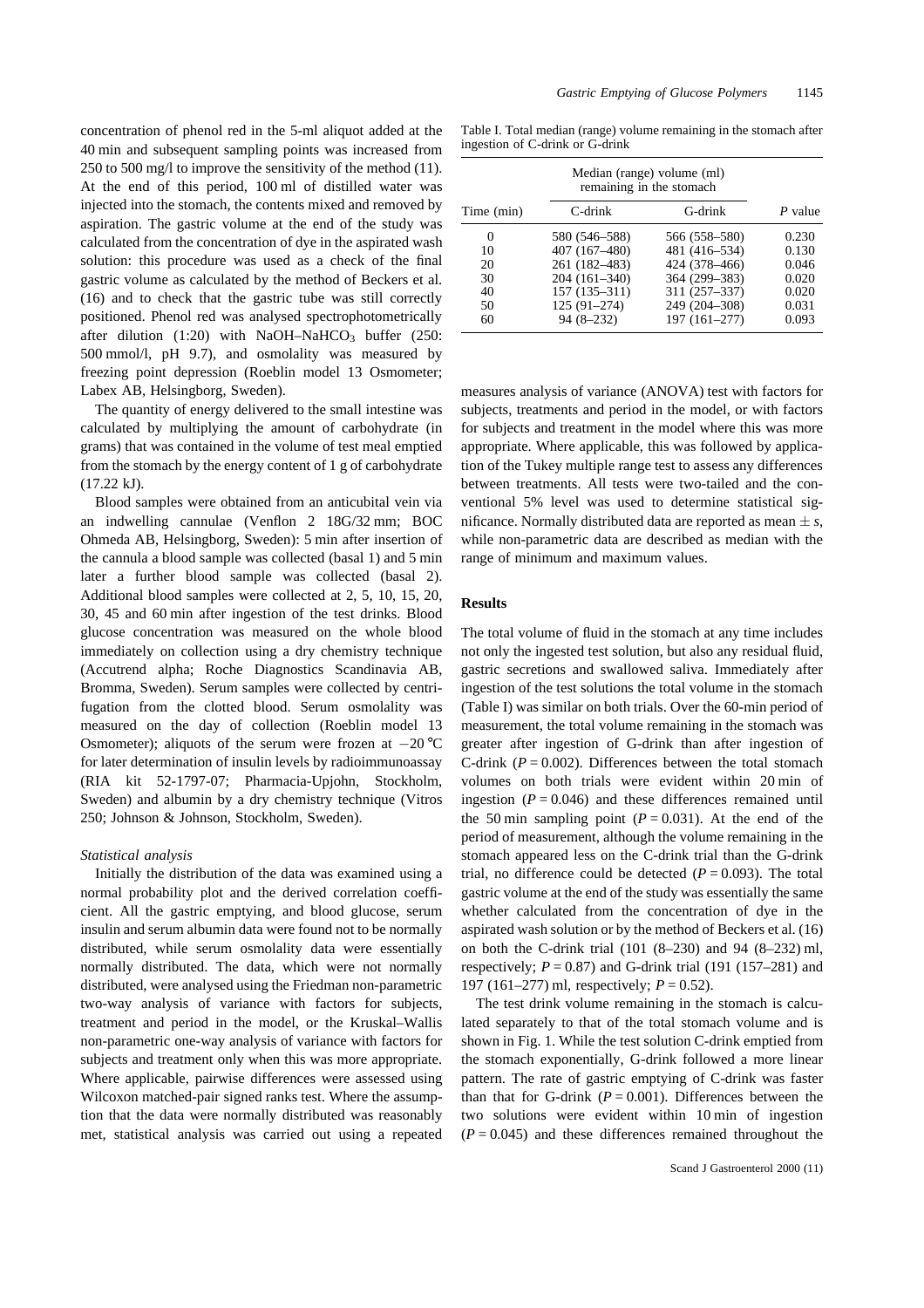concentration of phenol red in the 5-ml aliquot added at the 40 min and subsequent sampling points was increased from 250 to 500 mg/l to improve the sensitivity of the method (11). At the end of this period, 100 ml of distilled water was injected into the stomach, the contents mixed and removed by aspiration. The gastric volume at the end of the study was calculated from the concentration of dye in the aspirated wash solution: this procedure was used as a check of the final gastric volume as calculated by the method of Beckers et al. (16) and to check that the gastric tube was still correctly positioned. Phenol red was analysed spectrophotometrically after dilution (1:20) with $NaOH–NaHCO_3$ buffer (250: 500 mmol/l, pH 9.7), and osmolality was measured by freezing point depression (Roeblin model 13 Osmometer; Labex AB, Helsingborg, Sweden).

The quantity of energy delivered to the small intestine was calculated by multiplying the amount of carbohydrate (in grams) that was contained in the volume of test meal emptied from the stomach by the energy content of 1 g of carbohydrate (17.22 kJ).

Blood samples were obtained from an anticubital vein via an indwelling cannulae (Venflon 2 18G/32 mm; BOC Ohmeda AB, Helsingborg, Sweden): 5 min after insertion of the cannula a blood sample was collected (basal 1) and 5 min later a further blood sample was collected (basal 2). Additional blood samples were collected at 2, 5, 10, 15, 20, 30, 45 and 60 min after ingestion of the test drinks. Blood glucose concentration was measured on the whole blood immediately on collection using a dry chemistry technique (Accutrend alpha; Roche Diagnostics Scandinavia AB, Bromma, Sweden). Serum samples were collected by centrifugation from the clotted blood. Serum osmolality was measured on the day of collection (Roeblin model 13 Osmometer); aliquots of the serum were frozen at −20 °C for later determination of insulin levels by radioimmunoassay (RIA kit 52-1797-07; Pharmacia-Upjohn, Stockholm, Sweden) and albumin by a dry chemistry technique (Vitros 250; Johnson & Johnson, Stockholm, Sweden).

*Statistical analysis*

Initially the distribution of the data was examined using a normal probability plot and the derived correlation coefficient. All the gastric emptying, and blood glucose, serum insulin and serum albumin data were found not to be normally distributed, while serum osmolality data were essentially normally distributed. The data, which were not normally distributed, were analysed using the Friedman non-parametric two-way analysis of variance with factors for subjects, treatment and period in the model, or the Kruskal–Wallis non-parametric one-way analysis of variance with factors for subjects and treatment only when this was more appropriate. Where applicable, pairwise differences were assessed using Wilcoxon matched-pair signed ranks test. Where the assumption that the data were normally distributed was reasonably met, statistical analysis was carried out using a repeated measures analysis of variance (ANOVA) test with factors for subjects, treatments and period in the model, or with factors for subjects and treatment in the model where this was more appropriate. Where applicable, this was followed by application of the Tukey multiple range test to assess any differences between treatments. All tests were two-tailed and the conventional 5% level was used to determine statistical significance. Normally distributed data are reported as mean ± *s*, while non-parametric data are described as median with the range of minimum and maximum values.

Table I. Total median (range) volume remaining in the stomach after ingestion of C-drink or G-drink

| Time (min) | Median (range) volume (ml) remaining in the stomach | | *P* value |
|---|---|---|---|
| | C-drink | G-drink | |
| 0 | 580 (546–588) | 566 (558–580) | 0.230 |
| 10 | 407 (167–480) | 481 (416–534) | 0.130 |
| 20 | 261 (182–483) | 424 (378–466) | 0.046 |
| 30 | 204 (161–340) | 364 (299–383) | 0.020 |
| 40 | 157 (135–311) | 311 (257–337) | 0.020 |
| 50 | 125 (91–274) | 249 (204–308) | 0.031 |
| 60 | 94 (8–232) | 197 (161–277) | 0.093 |

## Results

The total volume of fluid in the stomach at any time includes not only the ingested test solution, but also any residual fluid, gastric secretions and swallowed saliva. Immediately after ingestion of the test solutions the total volume in the stomach (Table I) was similar on both trials. Over the 60-min period of measurement, the total volume remaining in the stomach was greater after ingestion of G-drink than after ingestion of C-drink ($P = 0.002$). Differences between the total stomach volumes on both trials were evident within 20 min of ingestion ($P = 0.046$) and these differences remained until the 50 min sampling point ($P = 0.031$). At the end of the period of measurement, although the volume remaining in the stomach appeared less on the C-drink trial than the G-drink trial, no difference could be detected ($P = 0.093$). The total gastric volume at the end of the study was essentially the same whether calculated from the concentration of dye in the aspirated wash solution or by the method of Beckers et al. (16) on both the C-drink trial (101 (8–230) and 94 (8–232) ml, respectively; $P = 0.87$) and G-drink trial (191 (157–281) and 197 (161–277) ml, respectively; $P = 0.52$).

The test drink volume remaining in the stomach is calculated separately to that of the total stomach volume and is shown in Fig. 1. While the test solution C-drink emptied from the stomach exponentially, G-drink followed a more linear pattern. The rate of gastric emptying of C-drink was faster than that for G-drink ($P = 0.001$). Differences between the two solutions were evident within 10 min of ingestion ($P = 0.045$) and these differences remained throughout the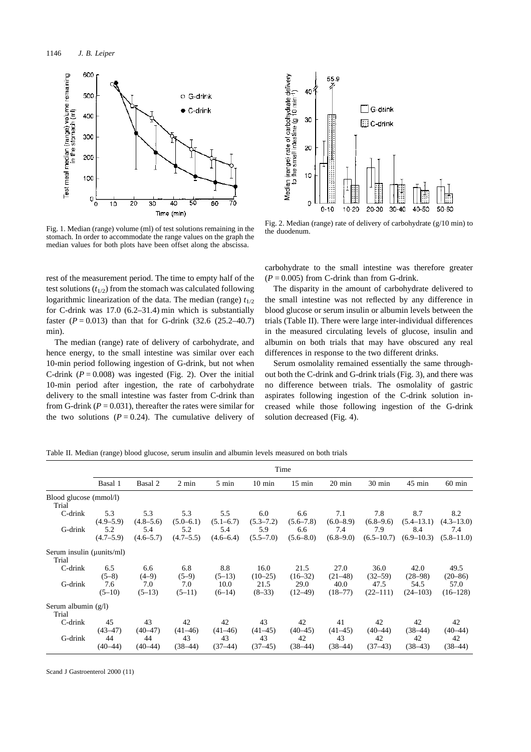Fig. 1. Median (range) volume (ml) of test solutions remaining in the stomach. In order to accommodate the range values on the graph the median values for both plots have been offset along the abscissa.

Fig. 2. Median (range) rate of delivery of carbohydrate (g/10 min) to the duodenum.

rest of the measurement period. The time to empty half of the test solutions ($t_{1/2}$) from the stomach was calculated following logarithmic linearization of the data. The median (range) $t_{1/2}$ for C-drink was 17.0 (6.2–31.4) min which is substantially faster ($P = 0.013$) than that for G-drink (32.6 (25.2–40.7) min).

The median (range) rate of delivery of carbohydrate, and hence energy, to the small intestine was similar over each 10-min period following ingestion of G-drink, but not when C-drink ($P = 0.008$) was ingested (Fig. 2). Over the initial 10-min period after ingestion, the rate of carbohydrate delivery to the small intestine was faster from C-drink than from G-drink ($P = 0.031$), thereafter the rates were similar for the two solutions ($P = 0.24$). The cumulative delivery of carbohydrate to the small intestine was therefore greater ($P = 0.005$) from C-drink than from G-drink.

The disparity in the amount of carbohydrate delivered to the small intestine was not reflected by any difference in blood glucose or serum insulin or albumin levels between the trials (Table II). There were large inter-individual differences in the measured circulating levels of glucose, insulin and albumin on both trials that may have obscured any real differences in response to the two different drinks.

Serum osmolality remained essentially the same throughout both the C-drink and G-drink trials (Fig. 3), and there was no difference between trials. The osmolality of gastric aspirates following ingestion of the C-drink solution increased while those following ingestion of the G-drink solution decreased (Fig. 4).

Table II. Median (range) blood glucose, serum insulin and albumin levels measured on both trials

| | Time | | | | | | | | | |
|---|---|---|---|---|---|---|---|---|---|---|
| | Basal 1 | Basal 2 | 2 min | 5 min | 10 min | 15 min | 20 min | 30 min | 45 min | 60 min |
| **Blood glucose (mmol/l)** | | | | | | | | | | |
| Trial | | | | | | | | | | |
| C-drink | 5.3 (4.9–5.9) | 5.3 (4.8–5.6) | 5.3 (5.0–6.1) | 5.5 (5.1–6.7) | 6.0 (5.3–7.2) | 6.6 (5.6–7.8) | 7.1 (6.0–8.9) | 7.8 (6.8–9.6) | 8.7 (5.4–13.1) | 8.2 (4.3–13.0) |
| G-drink | 5.2 (4.7–5.9) | 5.4 (4.6–5.7) | 5.2 (4.7–5.5) | 5.4 (4.6–6.4) | 5.9 (5.5–7.0) | 6.6 (5.6–8.0) | 7.4 (6.8–9.0) | 7.9 (6.5–10.7) | 8.4 (6.9–10.3) | 7.4 (5.8–11.0) |
| **Serum insulin (μunits/ml)** | | | | | | | | | | |
| Trial | | | | | | | | | | |
| C-drink | 6.5 (5–8) | 6.6 (4–9) | 6.8 (5–9) | 8.8 (5–13) | 16.0 (10–25) | 21.5 (16–32) | 27.0 (21–48) | 36.0 (32–59) | 42.0 (28–98) | 49.5 (20–86) |
| G-drink | 7.6 (5–10) | 7.0 (5–13) | 7.0 (5–11) | 10.0 (6–14) | 21.5 (8–33) | 29.0 (12–49) | 40.0 (18–77) | 47.5 (22–111) | 54.5 (24–103) | 57.0 (16–128) |
| **Serum albumin (g/l)** | | | | | | | | | | |
| Trial | | | | | | | | | | |
| C-drink | 45 (43–47) | 43 (40–47) | 42 (41–46) | 42 (41–46) | 43 (41–45) | 42 (40–45) | 41 (41–45) | 42 (40–44) | 42 (38–44) | 42 (40–44) |
| G-drink | 44 (40–44) | 44 (40–44) | 43 (38–44) | 43 (37–44) | 43 (37–45) | 42 (38–44) | 43 (38–44) | 42 (37–43) | 42 (38–43) | 42 (38–44) |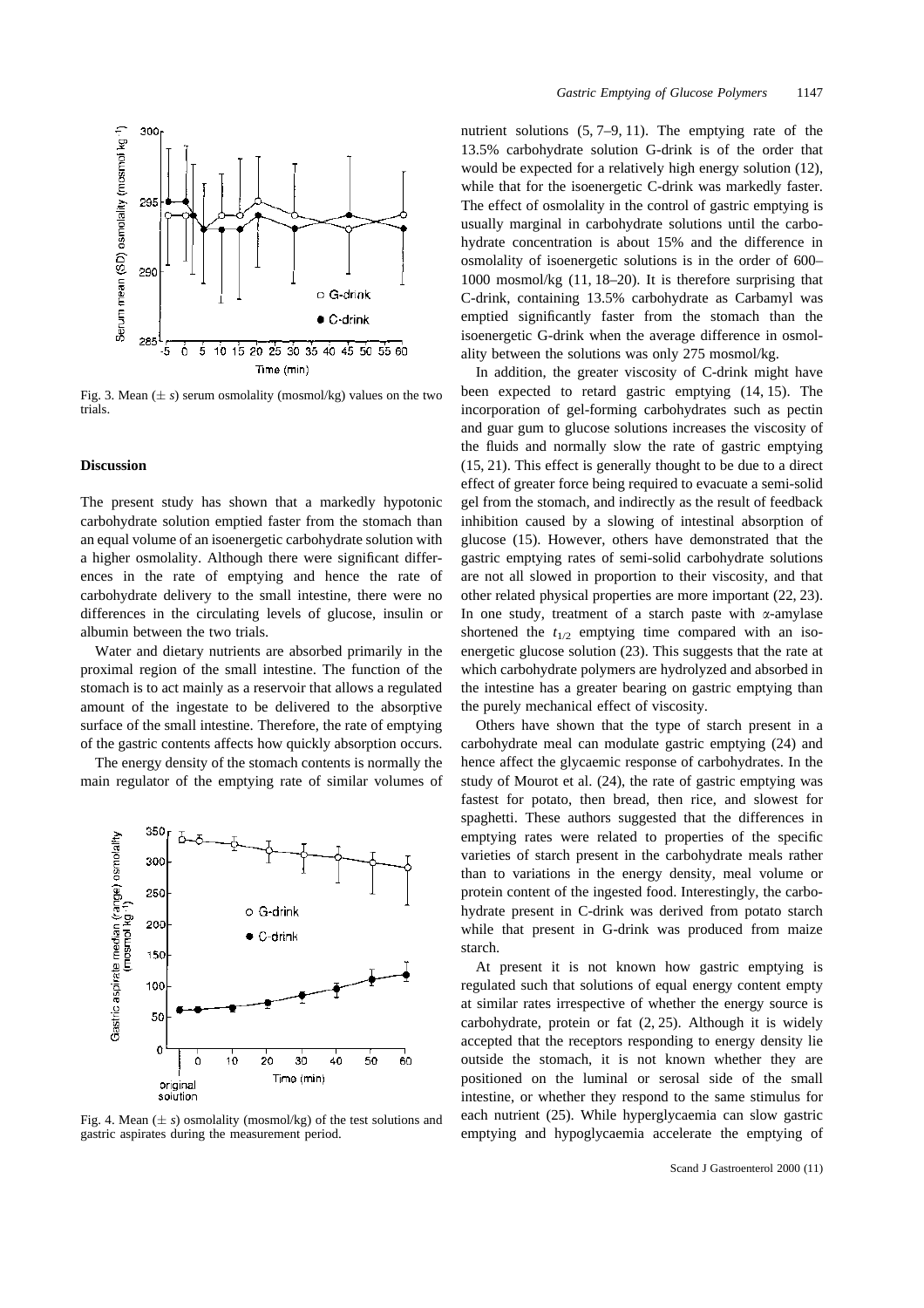Fig. 3. Mean (± *s*) serum osmolality (mosmol/kg) values on the two trials.

## Discussion

The present study has shown that a markedly hypotonic carbohydrate solution emptied faster from the stomach than an equal volume of an isoenergetic carbohydrate solution with a higher osmolality. Although there were significant differences in the rate of emptying and hence the rate of carbohydrate delivery to the small intestine, there were no differences in the circulating levels of glucose, insulin or albumin between the two trials.

Water and dietary nutrients are absorbed primarily in the proximal region of the small intestine. The function of the stomach is to act mainly as a reservoir that allows a regulated amount of the ingestate to be delivered to the absorptive surface of the small intestine. Therefore, the rate of emptying of the gastric contents affects how quickly absorption occurs.

The energy density of the stomach contents is normally the main regulator of the emptying rate of similar volumes of nutrient solutions (5, 7–9, 11). The emptying rate of the 13.5% carbohydrate solution G-drink is of the order that would be expected for a relatively high energy solution (12), while that for the isoenergetic C-drink was markedly faster. The effect of osmolality in the control of gastric emptying is usually marginal in carbohydrate solutions until the carbohydrate concentration is about 15% and the difference in osmolality of isoenergetic solutions is in the order of 600–1000 mosmol/kg (11, 18–20). It is therefore surprising that C-drink, containing 13.5% carbohydrate as Carbamyl was emptied significantly faster from the stomach than the isoenergetic G-drink when the average difference in osmolality between the solutions was only 275 mosmol/kg.

Fig. 4. Mean (± *s*) osmolality (mosmol/kg) of the test solutions and gastric aspirates during the measurement period.

In addition, the greater viscosity of C-drink might have been expected to retard gastric emptying (14, 15). The incorporation of gel-forming carbohydrates such as pectin and guar gum to glucose solutions increases the viscosity of the fluids and normally slow the rate of gastric emptying (15, 21). This effect is generally thought to be due to a direct effect of greater force being required to evacuate a semi-solid gel from the stomach, and indirectly as the result of feedback inhibition caused by a slowing of intestinal absorption of glucose (15). However, others have demonstrated that the gastric emptying rates of semi-solid carbohydrate solutions are not all slowed in proportion to their viscosity, and that other related physical properties are more important (22, 23). In one study, treatment of a starch paste with $\alpha$-amylase shortened the $t_{1/2}$ emptying time compared with an isoenergetic glucose solution (23). This suggests that the rate at which carbohydrate polymers are hydrolyzed and absorbed in the intestine has a greater bearing on gastric emptying than the purely mechanical effect of viscosity.

Others have shown that the type of starch present in a carbohydrate meal can modulate gastric emptying (24) and hence affect the glycaemic response of carbohydrates. In the study of Mourot et al. (24), the rate of gastric emptying was fastest for potato, then bread, then rice, and slowest for spaghetti. These authors suggested that the differences in emptying rates were related to properties of the specific varieties of starch present in the carbohydrate meals rather than to variations in the energy density, meal volume or protein content of the ingested food. Interestingly, the carbohydrate present in C-drink was derived from potato starch while that present in G-drink was produced from maize starch.

At present it is not known how gastric emptying is regulated such that solutions of equal energy content empty at similar rates irrespective of whether the energy source is carbohydrate, protein or fat (2, 25). Although it is widely accepted that the receptors responding to energy density lie outside the stomach, it is not known whether they are positioned on the luminal or serosal side of the small intestine, or whether they respond to the same stimulus for each nutrient (25). While hyperglycaemia can slow gastric emptying and hypoglycaemia accelerate the emptying of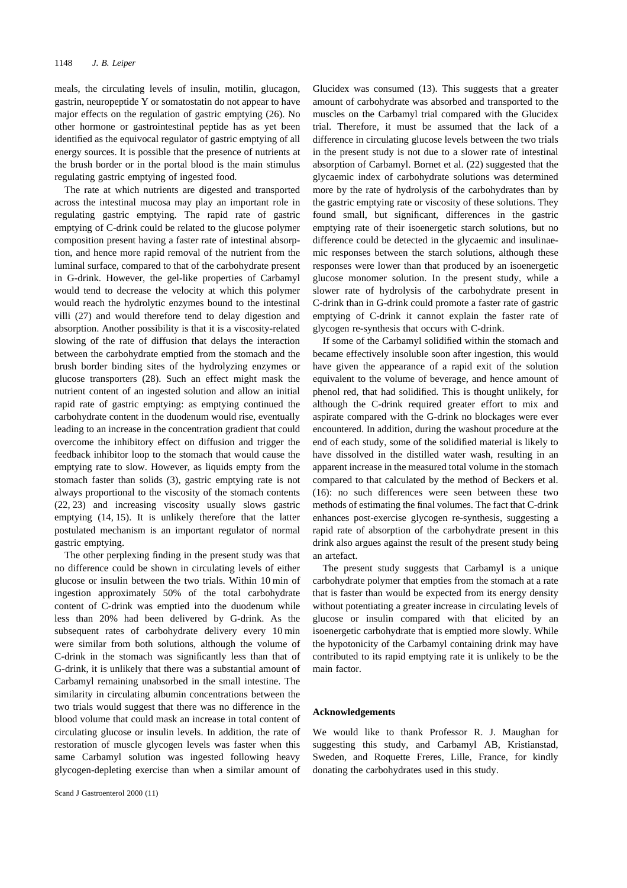meals, the circulating levels of insulin, motilin, glucagon, gastrin, neuropeptide Y or somatostatin do not appear to have major effects on the regulation of gastric emptying (26). No other hormone or gastrointestinal peptide has as yet been identified as the equivocal regulator of gastric emptying of all energy sources. It is possible that the presence of nutrients at the brush border or in the portal blood is the main stimulus regulating gastric emptying of ingested food.

The rate at which nutrients are digested and transported across the intestinal mucosa may play an important role in regulating gastric emptying. The rapid rate of gastric emptying of C-drink could be related to the glucose polymer composition present having a faster rate of intestinal absorption, and hence more rapid removal of the nutrient from the luminal surface, compared to that of the carbohydrate present in G-drink. However, the gel-like properties of Carbamyl would tend to decrease the velocity at which this polymer would reach the hydrolytic enzymes bound to the intestinal villi (27) and would therefore tend to delay digestion and absorption. Another possibility is that it is a viscosity-related slowing of the rate of diffusion that delays the interaction between the carbohydrate emptied from the stomach and the brush border binding sites of the hydrolyzing enzymes or glucose transporters (28). Such an effect might mask the nutrient content of an ingested solution and allow an initial rapid rate of gastric emptying: as emptying continued the carbohydrate content in the duodenum would rise, eventually leading to an increase in the concentration gradient that could overcome the inhibitory effect on diffusion and trigger the feedback inhibitor loop to the stomach that would cause the emptying rate to slow. However, as liquids empty from the stomach faster than solids (3), gastric emptying rate is not always proportional to the viscosity of the stomach contents (22, 23) and increasing viscosity usually slows gastric emptying (14, 15). It is unlikely therefore that the latter postulated mechanism is an important regulator of normal gastric emptying.

The other perplexing finding in the present study was that no difference could be shown in circulating levels of either glucose or insulin between the two trials. Within 10 min of ingestion approximately 50% of the total carbohydrate content of C-drink was emptied into the duodenum while less than 20% had been delivered by G-drink. As the subsequent rates of carbohydrate delivery every 10 min were similar from both solutions, although the volume of C-drink in the stomach was significantly less than that of G-drink, it is unlikely that there was a substantial amount of Carbamyl remaining unabsorbed in the small intestine. The similarity in circulating albumin concentrations between the two trials would suggest that there was no difference in the blood volume that could mask an increase in total content of circulating glucose or insulin levels. In addition, the rate of restoration of muscle glycogen levels was faster when this same Carbamyl solution was ingested following heavy glycogen-depleting exercise than when a similar amount of Glucidex was consumed (13). This suggests that a greater amount of carbohydrate was absorbed and transported to the muscles on the Carbamyl trial compared with the Glucidex trial. Therefore, it must be assumed that the lack of a difference in circulating glucose levels between the two trials in the present study is not due to a slower rate of intestinal absorption of Carbamyl. Bornet et al. (22) suggested that the glycaemic index of carbohydrate solutions was determined more by the rate of hydrolysis of the carbohydrates than by the gastric emptying rate or viscosity of these solutions. They found small, but significant, differences in the gastric emptying rate of their isoenergetic starch solutions, but no difference could be detected in the glycaemic and insulinaemic responses between the starch solutions, although these responses were lower than that produced by an isoenergetic glucose monomer solution. In the present study, while a slower rate of hydrolysis of the carbohydrate present in C-drink than in G-drink could promote a faster rate of gastric emptying of C-drink it cannot explain the faster rate of glycogen re-synthesis that occurs with C-drink.

If some of the Carbamyl solidified within the stomach and became effectively insoluble soon after ingestion, this would have given the appearance of a rapid exit of the solution equivalent to the volume of beverage, and hence amount of phenol red, that had solidified. This is thought unlikely, for although the C-drink required greater effort to mix and aspirate compared with the G-drink no blockages were ever encountered. In addition, during the washout procedure at the end of each study, some of the solidified material is likely to have dissolved in the distilled water wash, resulting in an apparent increase in the measured total volume in the stomach compared to that calculated by the method of Beckers et al. (16): no such differences were seen between these two methods of estimating the final volumes. The fact that C-drink enhances post-exercise glycogen re-synthesis, suggesting a rapid rate of absorption of the carbohydrate present in this drink also argues against the result of the present study being an artefact.

The present study suggests that Carbamyl is a unique carbohydrate polymer that empties from the stomach at a rate that is faster than would be expected from its energy density without potentiating a greater increase in circulating levels of glucose or insulin compared with that elicited by an isoenergetic carbohydrate that is emptied more slowly. While the hypotonicity of the Carbamyl containing drink may have contributed to its rapid emptying rate it is unlikely to be the main factor.

## Acknowledgements

We would like to thank Professor R. J. Maughan for suggesting this study, and Carbamyl AB, Kristianstad, Sweden, and Roquette Freres, Lille, France, for kindly donating the carbohydrates used in this study.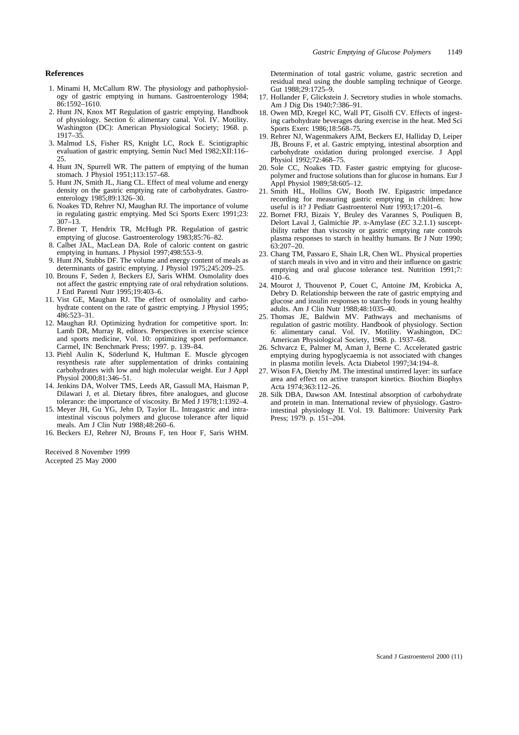## References

1. Minami H, McCallum RW. The physiology and pathophysiology of gastric emptying in humans. Gastroenterology 1984; 86:1592–1610.
2. Hunt JN, Knox MT Regulation of gastric emptying. Handbook of physiology. Section 6: alimentary canal. Vol. IV. Motility. Washington (DC): American Physiological Society; 1968. p. 1917–35.
3. Malmud LS, Fisher RS, Knight LC, Rock E. Scintigraphic evaluation of gastric emptying. Semin Nucl Med 1982;XII:116–25.
4. Hunt JN, Spurrell WR. The pattern of emptying of the human stomach. J Physiol 1951;113:157–68.
5. Hunt JN, Smith JL, Jiang CL. Effect of meal volume and energy density on the gastric emptying rate of carbohydrates. Gastroenterology 1985;89:1326–30.
6. Noakes TD, Rehrer NJ, Maughan RJ. The importance of volume in regulating gastric emptying. Med Sci Sports Exerc 1991;23: 307–13.
7. Brener T, Hendrix TR, McHugh PR. Regulation of gastric emptying of glucose. Gastroenterology 1983;85:76–82.
8. Calbet JAL, MacLean DA. Role of caloric content on gastric emptying in humans. J Physiol 1997;498:553–9.
9. Hunt JN, Stubbs DF. The volume and energy content of meals as determinants of gastric emptying. J Physiol 1975;245:209–25.
10. Brouns F, Seden J, Beckers EJ, Saris WHM. Osmolality does not affect the gastric emptying rate of oral rehydration solutions. J Entl Parentl Nutr 1995;19:403–6.
11. Vist GE, Maughan RJ. The effect of osmolality and carbohydrate content on the rate of gastric emptying. J Physiol 1995; 486:523–31.
12. Maughan RJ. Optimizing hydration for competitive sport. In: Lamb DR, Murray R, editors. Perspectives in exercise science and sports medicine, Vol. 10: optimizing sport performance. Carmel, IN: Benchmark Press; 1997. p. 139–84.
13. Piehl Aulin K, Söderlund K, Hultman E. Muscle glycogen resynthesis rate after supplementation of drinks containing carbohydrates with low and high molecular weight. Eur J Appl Physiol 2000;81:346–51.
14. Jenkins DA, Wolver TMS, Leeds AR, Gassull MA, Haisman P, Dilawari J, et al. Dietary fibres, fibre analogues, and glucose tolerance: the importance of viscosity. Br Med J 1978;1:1392–4.
15. Meyer JH, Gu YG, Jehn D, Taylor IL. Intragastric and intraintestinal viscous polymers and glucose tolerance after liquid meals. Am J Clin Nutr 1988;48:260–6.
16. Beckers EJ, Rehrer NJ, Brouns F, ten Hoor F, Saris WHM. Determination of total gastric volume, gastric secretion and residual meal using the double sampling technique of George. Gut 1988;29:1725–9.
17. Hollander F, Glickstein J. Secretory studies in whole stomachs. Am J Dig Dis 1940;7:386–91.
18. Owen MD, Kregel KC, Wall PT, Gisolfi CV. Effects of ingesting carbohydrate beverages during exercise in the heat. Med Sci Sports Exerc 1986;18:568–75.
19. Rehrer NJ, Wagenmakers AJM, Beckers EJ, Halliday D, Leiper JB, Brouns F, et al. Gastric emptying, intestinal absorption and carbohydrate oxidation during prolonged exercise. J Appl Physiol 1992;72:468–75.
20. Sole CC, Noakes TD. Faster gastric emptying for glucose-polymer and fructose solutions than for glucose in humans. Eur J Appl Physiol 1989;58:605–12.
21. Smith HL, Hollins GW, Booth IW. Epigastric impedance recording for measuring gastric emptying in children: how useful is it? J Pediatr Gastroenterol Nutr 1993;17:201–6.
22. Bornet FRJ, Bizais Y, Bruley des Varannes S, Pouliquen B, Delort Laval J, Galmichie JP. α-Amylase (*EC* 3.2.1.1) susceptibility rather than viscosity or gastric emptying rate controls plasma responses to starch in healthy humans. Br J Nutr 1990; 63:207–20.
23. Chang TM, Passaro E, Shain LR, Chen WL. Physical properties of starch meals in vivo and in vitro and their influence on gastric emptying and oral glucose tolerance test. Nutrition 1991;7: 410–6.
24. Mourot J, Thouvenot P, Couet C, Antoine JM, Krobicka A, Debry D. Relationship between the rate of gastric emptying and glucose and insulin responses to starchy foods in young healthy adults. Am J Clin Nutr 1988;48:1035–40.
25. Thomas JE, Baldwin MV. Pathways and mechanisms of regulation of gastric motility. Handbook of physiology. Section 6: alimentary canal. Vol. IV. Motility. Washington, DC: American Physiological Society, 1968. p. 1937–68.
26. Schvarcz E, Palmer M, Aman J, Berne C. Accelerated gastric emptying during hypoglycaemia is not associated with changes in plasma motilin levels. Acta Diabetol 1997;34:194–8.
27. Wison FA, Dietchy JM. The intestinal unstirred layer: its surface area and effect on active transport kinetics. Biochim Biophys Acta 1974;363:112–26.
28. Silk DBA, Dawson AM. Intestinal absorption of carbohydrate and protein in man. International review of physiology. Gastrointestinal physiology II. Vol. 19. Baltimore: University Park Press; 1979. p. 151–204.

Received 8 November 1999
Accepted 25 May 2000